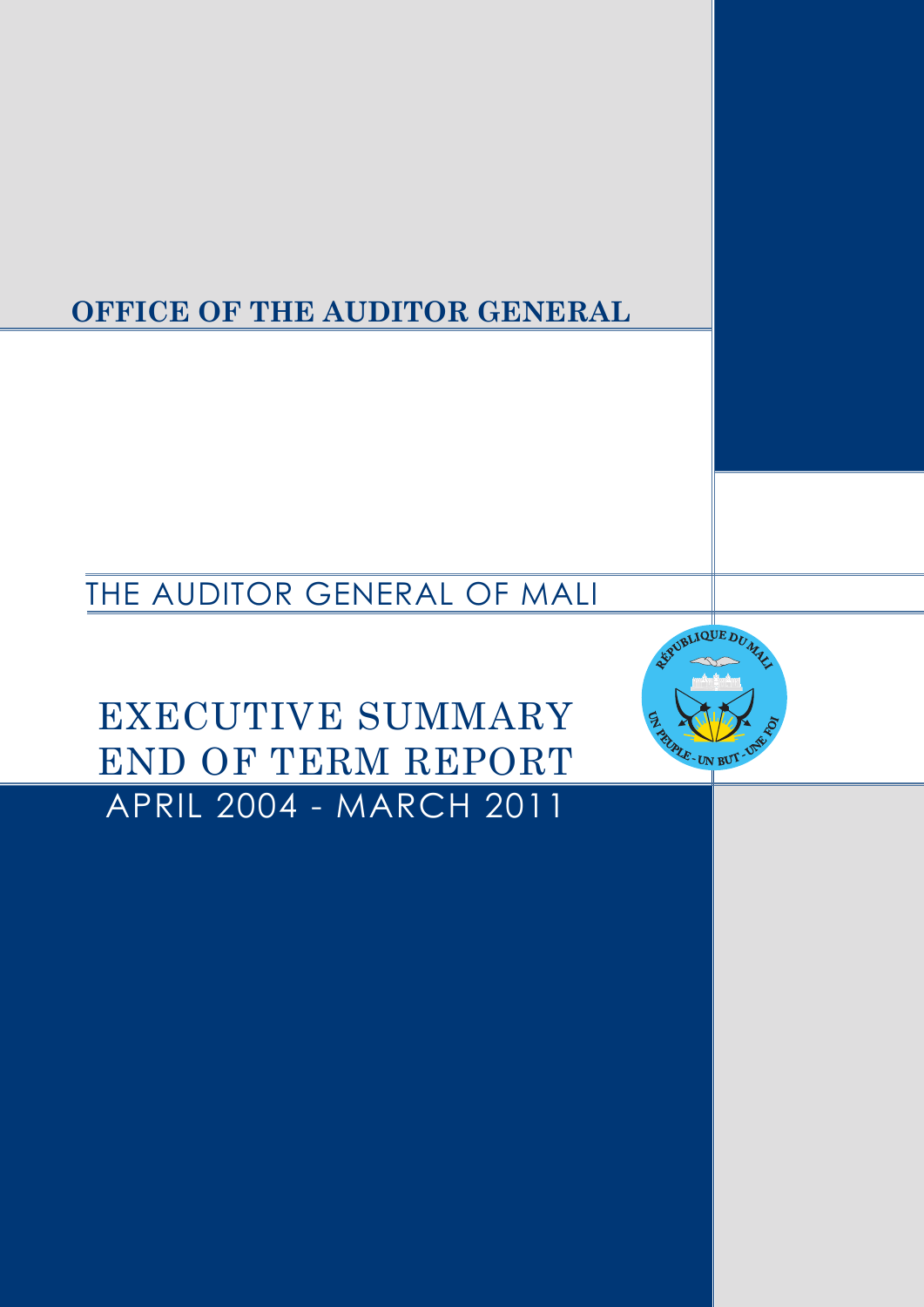**OFFICE OF THE AUDITOR GENERAL**

THE AUDITOR GENERAL OF MALI

# EXECUTIVE SUMMARY
# END OF TERM REPORT

APRIL 2004 - MARCH 2011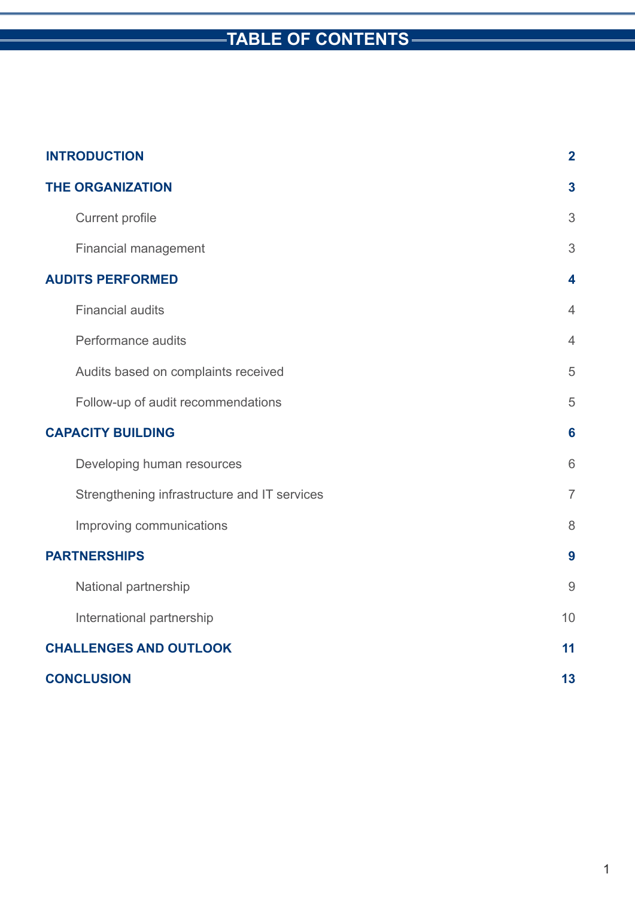# TABLE OF CONTENTS

| | |
|---|---|
| **INTRODUCTION** | **2** |
| **THE ORGANIZATION** | **3** |
| Current profile | 3 |
| Financial management | 3 |
| **AUDITS PERFORMED** | **4** |
| Financial audits | 4 |
| Performance audits | 4 |
| Audits based on complaints received | 5 |
| Follow-up of audit recommendations | 5 |
| **CAPACITY BUILDING** | **6** |
| Developing human resources | 6 |
| Strengthening infrastructure and IT services | 7 |
| Improving communications | 8 |
| **PARTNERSHIPS** | **9** |
| National partnership | 9 |
| International partnership | 10 |
| **CHALLENGES AND OUTLOOK** | **11** |
| **CONCLUSION** | **13** |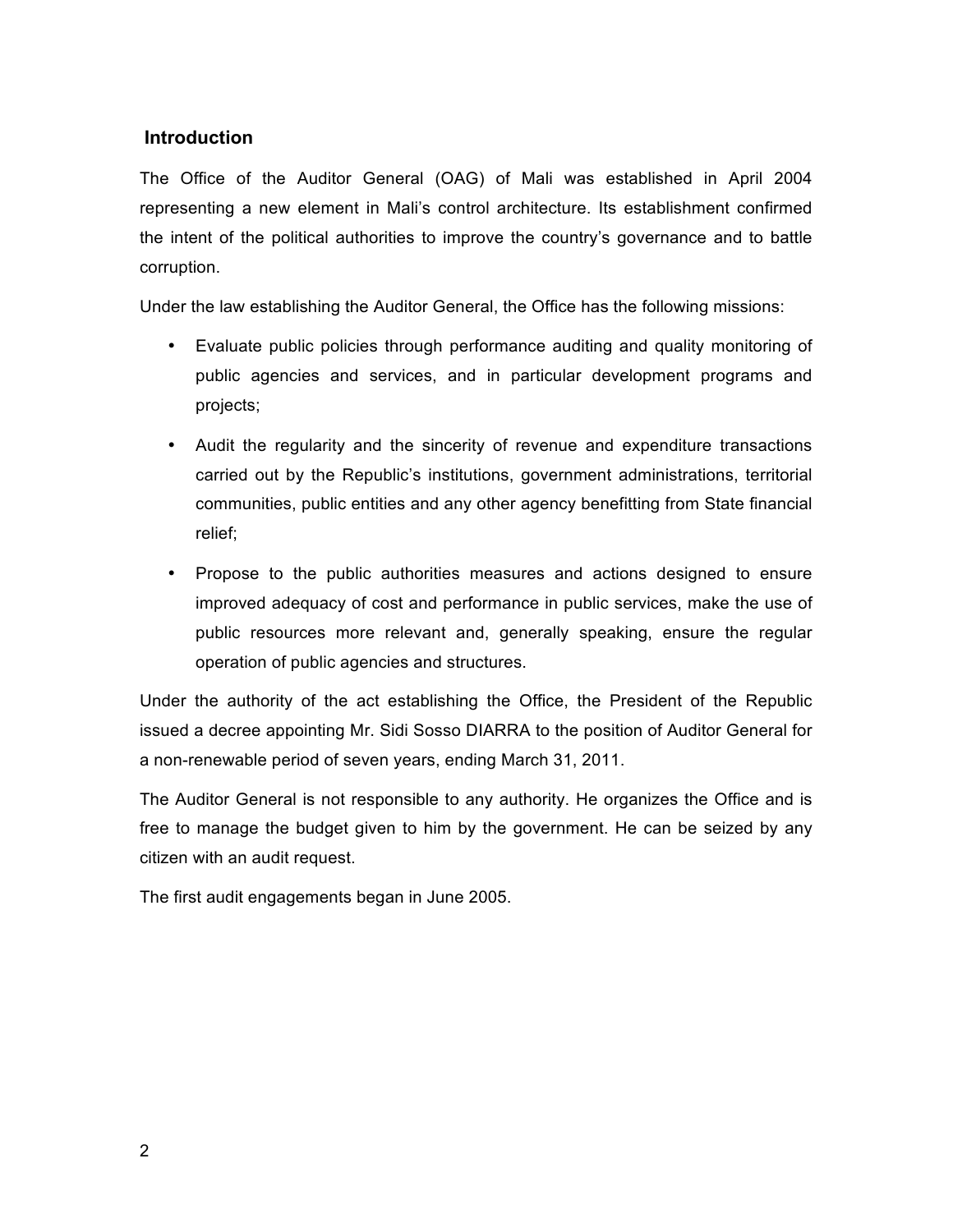## Introduction

The Office of the Auditor General (OAG) of Mali was established in April 2004 representing a new element in Mali's control architecture. Its establishment confirmed the intent of the political authorities to improve the country's governance and to battle corruption.

Under the law establishing the Auditor General, the Office has the following missions:

- Evaluate public policies through performance auditing and quality monitoring of public agencies and services, and in particular development programs and projects;
- Audit the regularity and the sincerity of revenue and expenditure transactions carried out by the Republic's institutions, government administrations, territorial communities, public entities and any other agency benefitting from State financial relief;
- Propose to the public authorities measures and actions designed to ensure improved adequacy of cost and performance in public services, make the use of public resources more relevant and, generally speaking, ensure the regular operation of public agencies and structures.

Under the authority of the act establishing the Office, the President of the Republic issued a decree appointing Mr. Sidi Sosso DIARRA to the position of Auditor General for a non-renewable period of seven years, ending March 31, 2011.

The Auditor General is not responsible to any authority. He organizes the Office and is free to manage the budget given to him by the government. He can be seized by any citizen with an audit request.

The first audit engagements began in June 2005.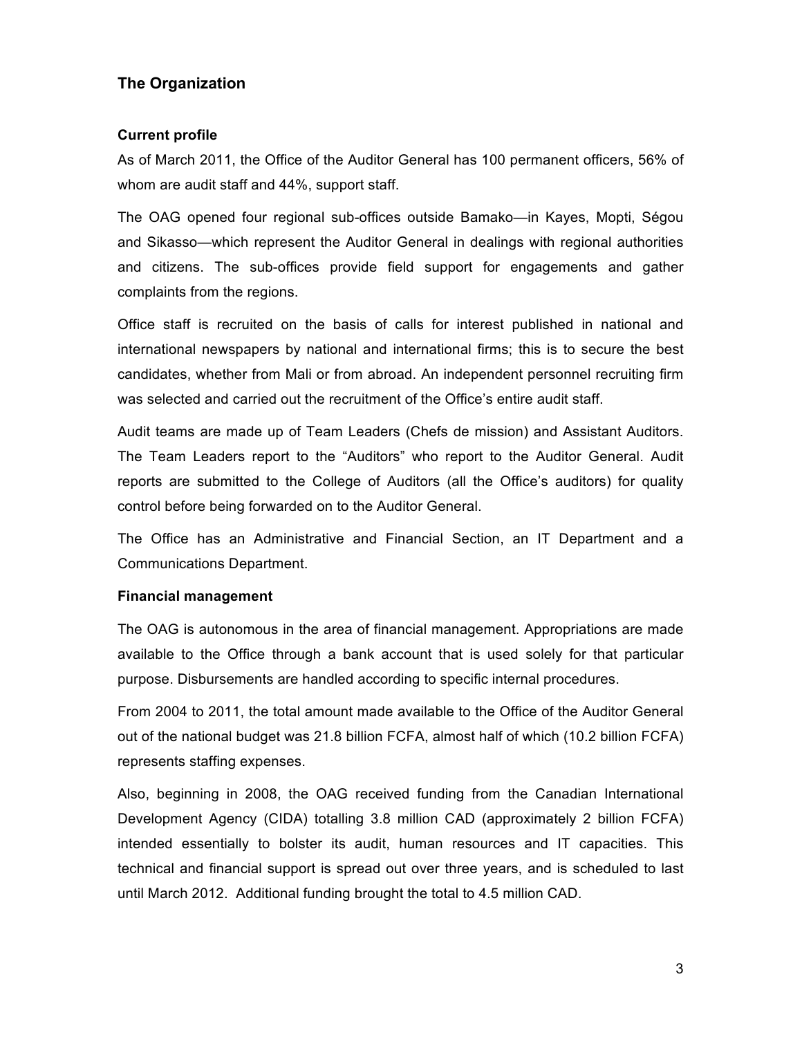## The Organization

### Current profile

As of March 2011, the Office of the Auditor General has 100 permanent officers, 56% of whom are audit staff and 44%, support staff.

The OAG opened four regional sub-offices outside Bamako—in Kayes, Mopti, Ségou and Sikasso—which represent the Auditor General in dealings with regional authorities and citizens. The sub-offices provide field support for engagements and gather complaints from the regions.

Office staff is recruited on the basis of calls for interest published in national and international newspapers by national and international firms; this is to secure the best candidates, whether from Mali or from abroad. An independent personnel recruiting firm was selected and carried out the recruitment of the Office's entire audit staff.

Audit teams are made up of Team Leaders (Chefs de mission) and Assistant Auditors. The Team Leaders report to the "Auditors" who report to the Auditor General. Audit reports are submitted to the College of Auditors (all the Office's auditors) for quality control before being forwarded on to the Auditor General.

The Office has an Administrative and Financial Section, an IT Department and a Communications Department.

### Financial management

The OAG is autonomous in the area of financial management. Appropriations are made available to the Office through a bank account that is used solely for that particular purpose. Disbursements are handled according to specific internal procedures.

From 2004 to 2011, the total amount made available to the Office of the Auditor General out of the national budget was 21.8 billion FCFA, almost half of which (10.2 billion FCFA) represents staffing expenses.

Also, beginning in 2008, the OAG received funding from the Canadian International Development Agency (CIDA) totalling 3.8 million CAD (approximately 2 billion FCFA) intended essentially to bolster its audit, human resources and IT capacities. This technical and financial support is spread out over three years, and is scheduled to last until March 2012. Additional funding brought the total to 4.5 million CAD.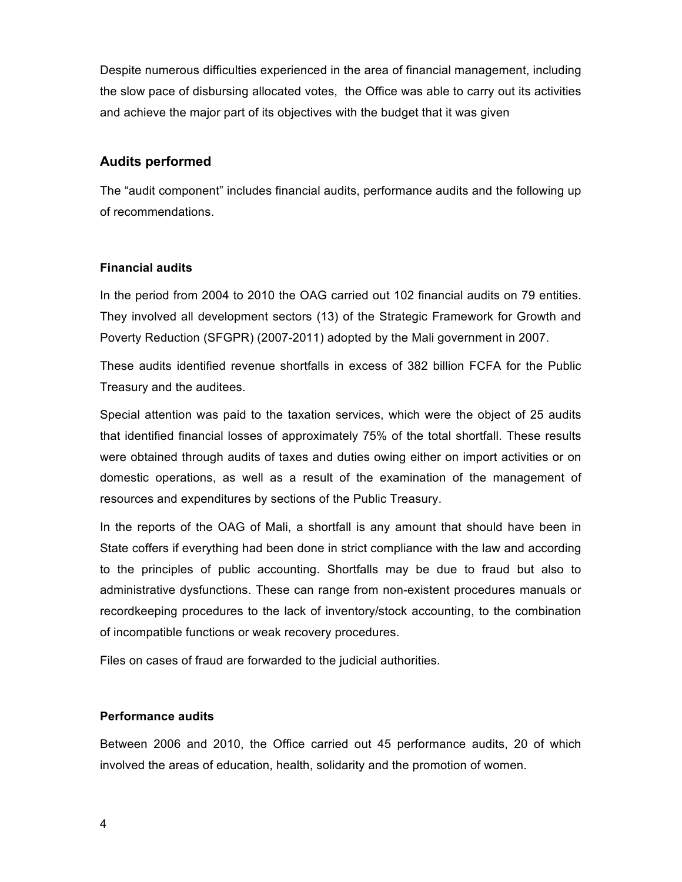Despite numerous difficulties experienced in the area of financial management, including the slow pace of disbursing allocated votes, the Office was able to carry out its activities and achieve the major part of its objectives with the budget that it was given

## Audits performed

The "audit component" includes financial audits, performance audits and the following up of recommendations.

### Financial audits

In the period from 2004 to 2010 the OAG carried out 102 financial audits on 79 entities. They involved all development sectors (13) of the Strategic Framework for Growth and Poverty Reduction (SFGPR) (2007-2011) adopted by the Mali government in 2007.

These audits identified revenue shortfalls in excess of 382 billion FCFA for the Public Treasury and the auditees.

Special attention was paid to the taxation services, which were the object of 25 audits that identified financial losses of approximately 75% of the total shortfall. These results were obtained through audits of taxes and duties owing either on import activities or on domestic operations, as well as a result of the examination of the management of resources and expenditures by sections of the Public Treasury.

In the reports of the OAG of Mali, a shortfall is any amount that should have been in State coffers if everything had been done in strict compliance with the law and according to the principles of public accounting. Shortfalls may be due to fraud but also to administrative dysfunctions. These can range from non-existent procedures manuals or recordkeeping procedures to the lack of inventory/stock accounting, to the combination of incompatible functions or weak recovery procedures.

Files on cases of fraud are forwarded to the judicial authorities.

### Performance audits

Between 2006 and 2010, the Office carried out 45 performance audits, 20 of which involved the areas of education, health, solidarity and the promotion of women.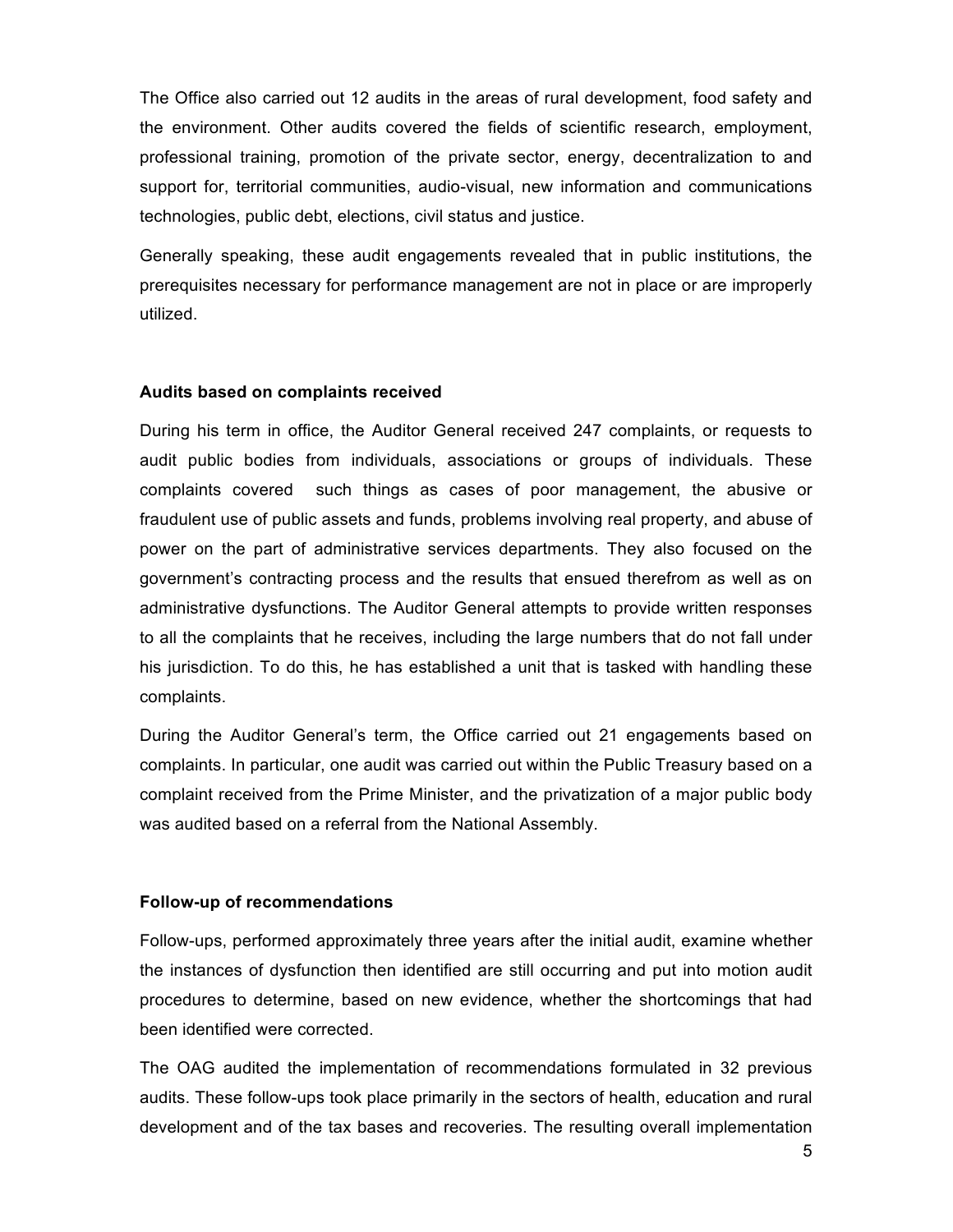The Office also carried out 12 audits in the areas of rural development, food safety and the environment. Other audits covered the fields of scientific research, employment, professional training, promotion of the private sector, energy, decentralization to and support for, territorial communities, audio-visual, new information and communications technologies, public debt, elections, civil status and justice.

Generally speaking, these audit engagements revealed that in public institutions, the prerequisites necessary for performance management are not in place or are improperly utilized.

**Audits based on complaints received**

During his term in office, the Auditor General received 247 complaints, or requests to audit public bodies from individuals, associations or groups of individuals. These complaints covered such things as cases of poor management, the abusive or fraudulent use of public assets and funds, problems involving real property, and abuse of power on the part of administrative services departments. They also focused on the government's contracting process and the results that ensued therefrom as well as on administrative dysfunctions. The Auditor General attempts to provide written responses to all the complaints that he receives, including the large numbers that do not fall under his jurisdiction. To do this, he has established a unit that is tasked with handling these complaints.

During the Auditor General's term, the Office carried out 21 engagements based on complaints. In particular, one audit was carried out within the Public Treasury based on a complaint received from the Prime Minister, and the privatization of a major public body was audited based on a referral from the National Assembly.

**Follow-up of recommendations**

Follow-ups, performed approximately three years after the initial audit, examine whether the instances of dysfunction then identified are still occurring and put into motion audit procedures to determine, based on new evidence, whether the shortcomings that had been identified were corrected.

The OAG audited the implementation of recommendations formulated in 32 previous audits. These follow-ups took place primarily in the sectors of health, education and rural development and of the tax bases and recoveries. The resulting overall implementation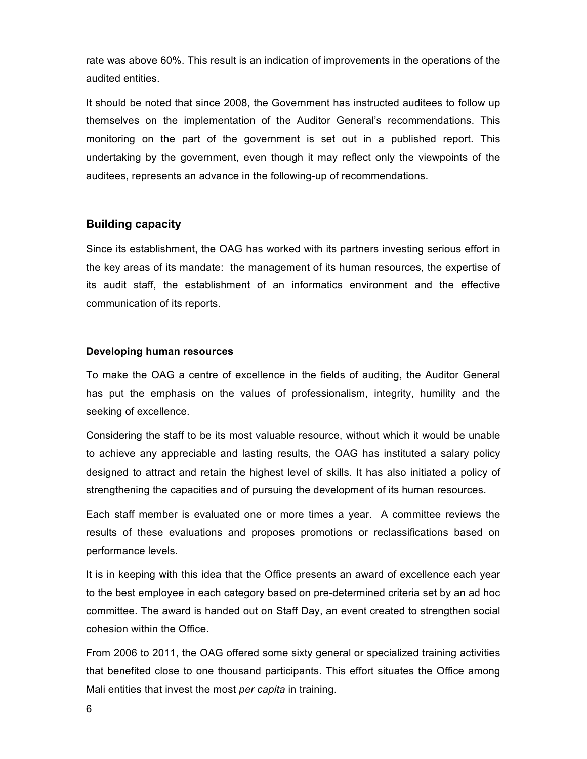rate was above 60%. This result is an indication of improvements in the operations of the audited entities.

It should be noted that since 2008, the Government has instructed auditees to follow up themselves on the implementation of the Auditor General's recommendations. This monitoring on the part of the government is set out in a published report. This undertaking by the government, even though it may reflect only the viewpoints of the auditees, represents an advance in the following-up of recommendations.

## Building capacity

Since its establishment, the OAG has worked with its partners investing serious effort in the key areas of its mandate: the management of its human resources, the expertise of its audit staff, the establishment of an informatics environment and the effective communication of its reports.

### Developing human resources

To make the OAG a centre of excellence in the fields of auditing, the Auditor General has put the emphasis on the values of professionalism, integrity, humility and the seeking of excellence.

Considering the staff to be its most valuable resource, without which it would be unable to achieve any appreciable and lasting results, the OAG has instituted a salary policy designed to attract and retain the highest level of skills. It has also initiated a policy of strengthening the capacities and of pursuing the development of its human resources.

Each staff member is evaluated one or more times a year. A committee reviews the results of these evaluations and proposes promotions or reclassifications based on performance levels.

It is in keeping with this idea that the Office presents an award of excellence each year to the best employee in each category based on pre-determined criteria set by an ad hoc committee. The award is handed out on Staff Day, an event created to strengthen social cohesion within the Office.

From 2006 to 2011, the OAG offered some sixty general or specialized training activities that benefited close to one thousand participants. This effort situates the Office among Mali entities that invest the most *per capita* in training.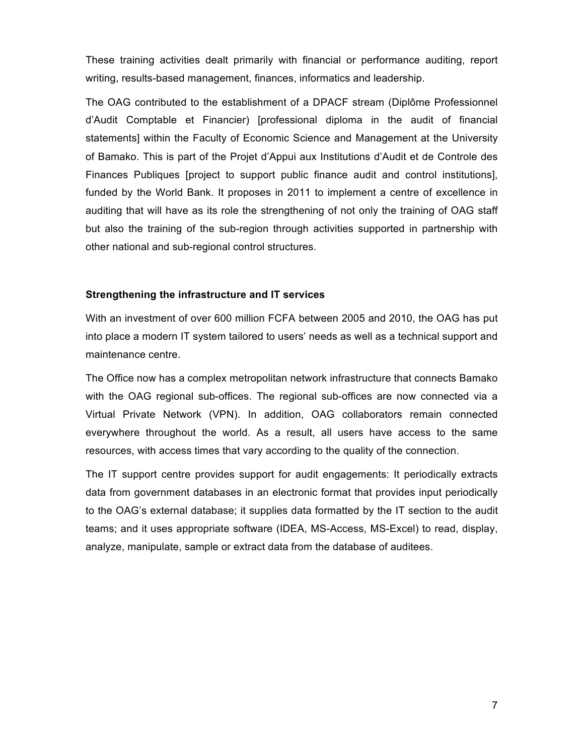These training activities dealt primarily with financial or performance auditing, report writing, results-based management, finances, informatics and leadership.

The OAG contributed to the establishment of a DPACF stream (Diplôme Professionnel d'Audit Comptable et Financier) [professional diploma in the audit of financial statements] within the Faculty of Economic Science and Management at the University of Bamako. This is part of the Projet d'Appui aux Institutions d'Audit et de Controle des Finances Publiques [project to support public finance audit and control institutions], funded by the World Bank. It proposes in 2011 to implement a centre of excellence in auditing that will have as its role the strengthening of not only the training of OAG staff but also the training of the sub-region through activities supported in partnership with other national and sub-regional control structures.

**Strengthening the infrastructure and IT services**

With an investment of over 600 million FCFA between 2005 and 2010, the OAG has put into place a modern IT system tailored to users' needs as well as a technical support and maintenance centre.

The Office now has a complex metropolitan network infrastructure that connects Bamako with the OAG regional sub-offices. The regional sub-offices are now connected via a Virtual Private Network (VPN). In addition, OAG collaborators remain connected everywhere throughout the world. As a result, all users have access to the same resources, with access times that vary according to the quality of the connection.

The IT support centre provides support for audit engagements: It periodically extracts data from government databases in an electronic format that provides input periodically to the OAG's external database; it supplies data formatted by the IT section to the audit teams; and it uses appropriate software (IDEA, MS-Access, MS-Excel) to read, display, analyze, manipulate, sample or extract data from the database of auditees.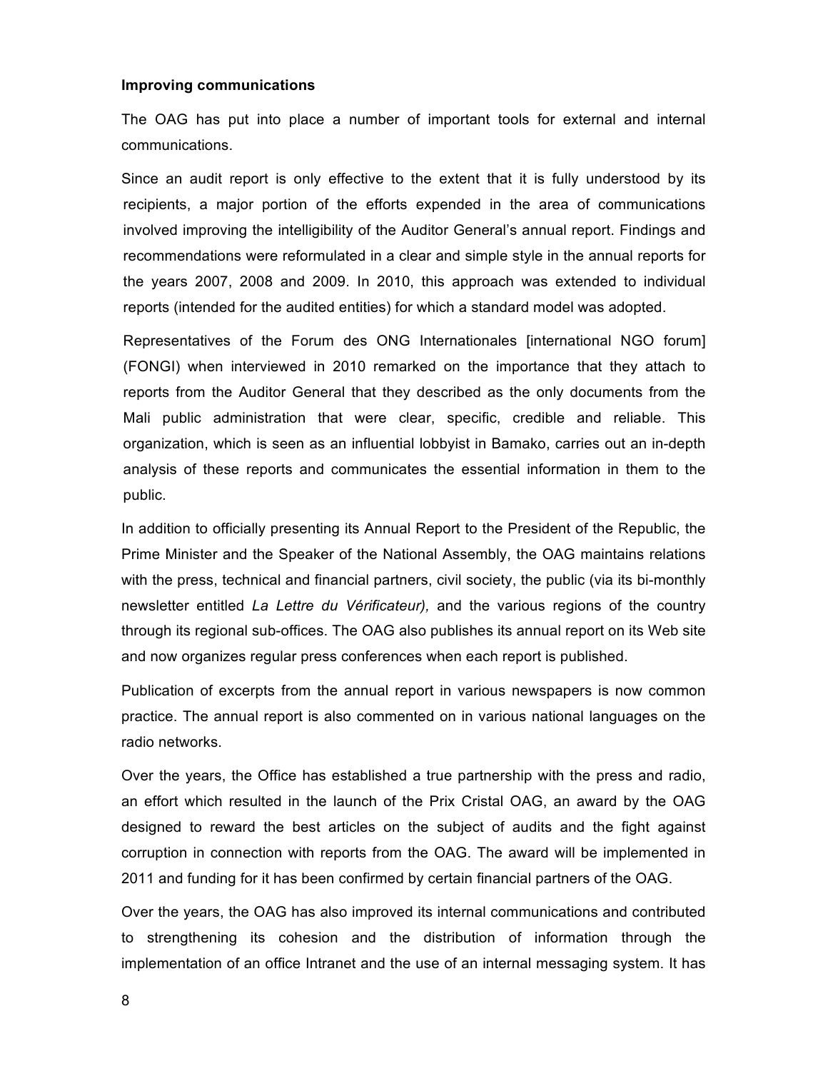**Improving communications**

The OAG has put into place a number of important tools for external and internal communications.

Since an audit report is only effective to the extent that it is fully understood by its recipients, a major portion of the efforts expended in the area of communications involved improving the intelligibility of the Auditor General's annual report. Findings and recommendations were reformulated in a clear and simple style in the annual reports for the years 2007, 2008 and 2009. In 2010, this approach was extended to individual reports (intended for the audited entities) for which a standard model was adopted.

Representatives of the Forum des ONG Internationales [international NGO forum] (FONGI) when interviewed in 2010 remarked on the importance that they attach to reports from the Auditor General that they described as the only documents from the Mali public administration that were clear, specific, credible and reliable. This organization, which is seen as an influential lobbyist in Bamako, carries out an in-depth analysis of these reports and communicates the essential information in them to the public.

In addition to officially presenting its Annual Report to the President of the Republic, the Prime Minister and the Speaker of the National Assembly, the OAG maintains relations with the press, technical and financial partners, civil society, the public (via its bi-monthly newsletter entitled *La Lettre du Vérificateur),* and the various regions of the country through its regional sub-offices. The OAG also publishes its annual report on its Web site and now organizes regular press conferences when each report is published.

Publication of excerpts from the annual report in various newspapers is now common practice. The annual report is also commented on in various national languages on the radio networks.

Over the years, the Office has established a true partnership with the press and radio, an effort which resulted in the launch of the Prix Cristal OAG, an award by the OAG designed to reward the best articles on the subject of audits and the fight against corruption in connection with reports from the OAG. The award will be implemented in 2011 and funding for it has been confirmed by certain financial partners of the OAG.

Over the years, the OAG has also improved its internal communications and contributed to strengthening its cohesion and the distribution of information through the implementation of an office Intranet and the use of an internal messaging system. It has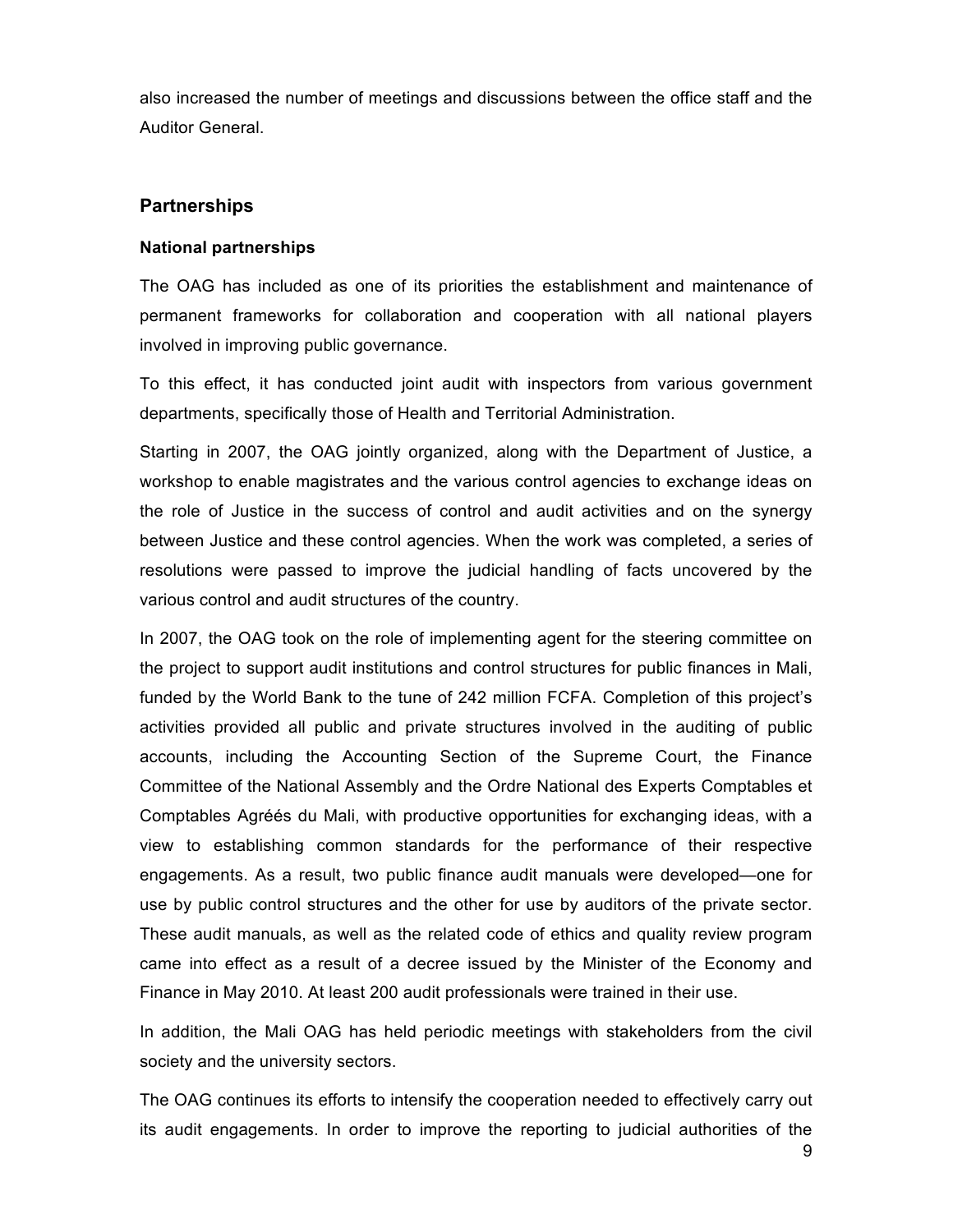also increased the number of meetings and discussions between the office staff and the Auditor General.

## Partnerships

### National partnerships

The OAG has included as one of its priorities the establishment and maintenance of permanent frameworks for collaboration and cooperation with all national players involved in improving public governance.

To this effect, it has conducted joint audit with inspectors from various government departments, specifically those of Health and Territorial Administration.

Starting in 2007, the OAG jointly organized, along with the Department of Justice, a workshop to enable magistrates and the various control agencies to exchange ideas on the role of Justice in the success of control and audit activities and on the synergy between Justice and these control agencies. When the work was completed, a series of resolutions were passed to improve the judicial handling of facts uncovered by the various control and audit structures of the country.

In 2007, the OAG took on the role of implementing agent for the steering committee on the project to support audit institutions and control structures for public finances in Mali, funded by the World Bank to the tune of 242 million FCFA. Completion of this project's activities provided all public and private structures involved in the auditing of public accounts, including the Accounting Section of the Supreme Court, the Finance Committee of the National Assembly and the Ordre National des Experts Comptables et Comptables Agréés du Mali, with productive opportunities for exchanging ideas, with a view to establishing common standards for the performance of their respective engagements. As a result, two public finance audit manuals were developed—one for use by public control structures and the other for use by auditors of the private sector. These audit manuals, as well as the related code of ethics and quality review program came into effect as a result of a decree issued by the Minister of the Economy and Finance in May 2010. At least 200 audit professionals were trained in their use.

In addition, the Mali OAG has held periodic meetings with stakeholders from the civil society and the university sectors.

The OAG continues its efforts to intensify the cooperation needed to effectively carry out its audit engagements. In order to improve the reporting to judicial authorities of the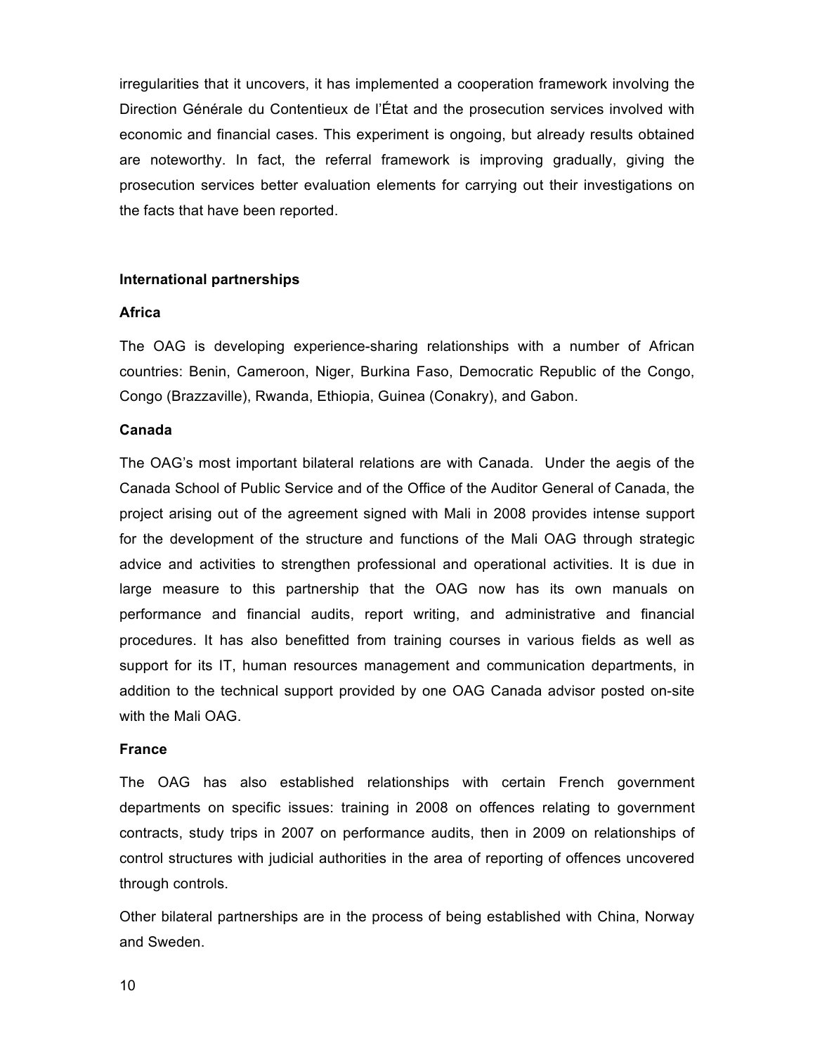irregularities that it uncovers, it has implemented a cooperation framework involving the Direction Générale du Contentieux de l'État and the prosecution services involved with economic and financial cases. This experiment is ongoing, but already results obtained are noteworthy. In fact, the referral framework is improving gradually, giving the prosecution services better evaluation elements for carrying out their investigations on the facts that have been reported.

## International partnerships

### Africa

The OAG is developing experience-sharing relationships with a number of African countries: Benin, Cameroon, Niger, Burkina Faso, Democratic Republic of the Congo, Congo (Brazzaville), Rwanda, Ethiopia, Guinea (Conakry), and Gabon.

### Canada

The OAG's most important bilateral relations are with Canada. Under the aegis of the Canada School of Public Service and of the Office of the Auditor General of Canada, the project arising out of the agreement signed with Mali in 2008 provides intense support for the development of the structure and functions of the Mali OAG through strategic advice and activities to strengthen professional and operational activities. It is due in large measure to this partnership that the OAG now has its own manuals on performance and financial audits, report writing, and administrative and financial procedures. It has also benefitted from training courses in various fields as well as support for its IT, human resources management and communication departments, in addition to the technical support provided by one OAG Canada advisor posted on-site with the Mali OAG.

### France

The OAG has also established relationships with certain French government departments on specific issues: training in 2008 on offences relating to government contracts, study trips in 2007 on performance audits, then in 2009 on relationships of control structures with judicial authorities in the area of reporting of offences uncovered through controls.

Other bilateral partnerships are in the process of being established with China, Norway and Sweden.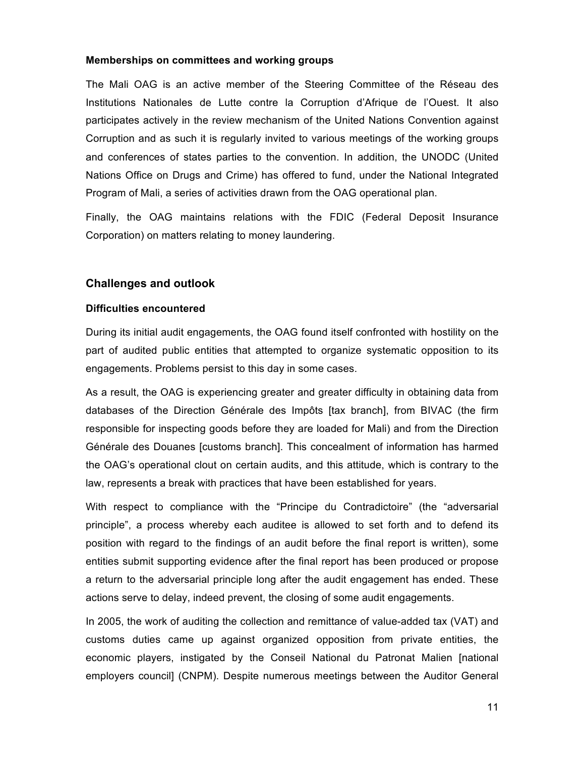### Memberships on committees and working groups

The Mali OAG is an active member of the Steering Committee of the Réseau des Institutions Nationales de Lutte contre la Corruption d'Afrique de l'Ouest. It also participates actively in the review mechanism of the United Nations Convention against Corruption and as such it is regularly invited to various meetings of the working groups and conferences of states parties to the convention. In addition, the UNODC (United Nations Office on Drugs and Crime) has offered to fund, under the National Integrated Program of Mali, a series of activities drawn from the OAG operational plan.

Finally, the OAG maintains relations with the FDIC (Federal Deposit Insurance Corporation) on matters relating to money laundering.

## Challenges and outlook

### Difficulties encountered

During its initial audit engagements, the OAG found itself confronted with hostility on the part of audited public entities that attempted to organize systematic opposition to its engagements. Problems persist to this day in some cases.

As a result, the OAG is experiencing greater and greater difficulty in obtaining data from databases of the Direction Générale des Impôts [tax branch], from BIVAC (the firm responsible for inspecting goods before they are loaded for Mali) and from the Direction Générale des Douanes [customs branch]. This concealment of information has harmed the OAG's operational clout on certain audits, and this attitude, which is contrary to the law, represents a break with practices that have been established for years.

With respect to compliance with the "Principe du Contradictoire" (the "adversarial principle", a process whereby each auditee is allowed to set forth and to defend its position with regard to the findings of an audit before the final report is written), some entities submit supporting evidence after the final report has been produced or propose a return to the adversarial principle long after the audit engagement has ended. These actions serve to delay, indeed prevent, the closing of some audit engagements.

In 2005, the work of auditing the collection and remittance of value-added tax (VAT) and customs duties came up against organized opposition from private entities, the economic players, instigated by the Conseil National du Patronat Malien [national employers council] (CNPM). Despite numerous meetings between the Auditor General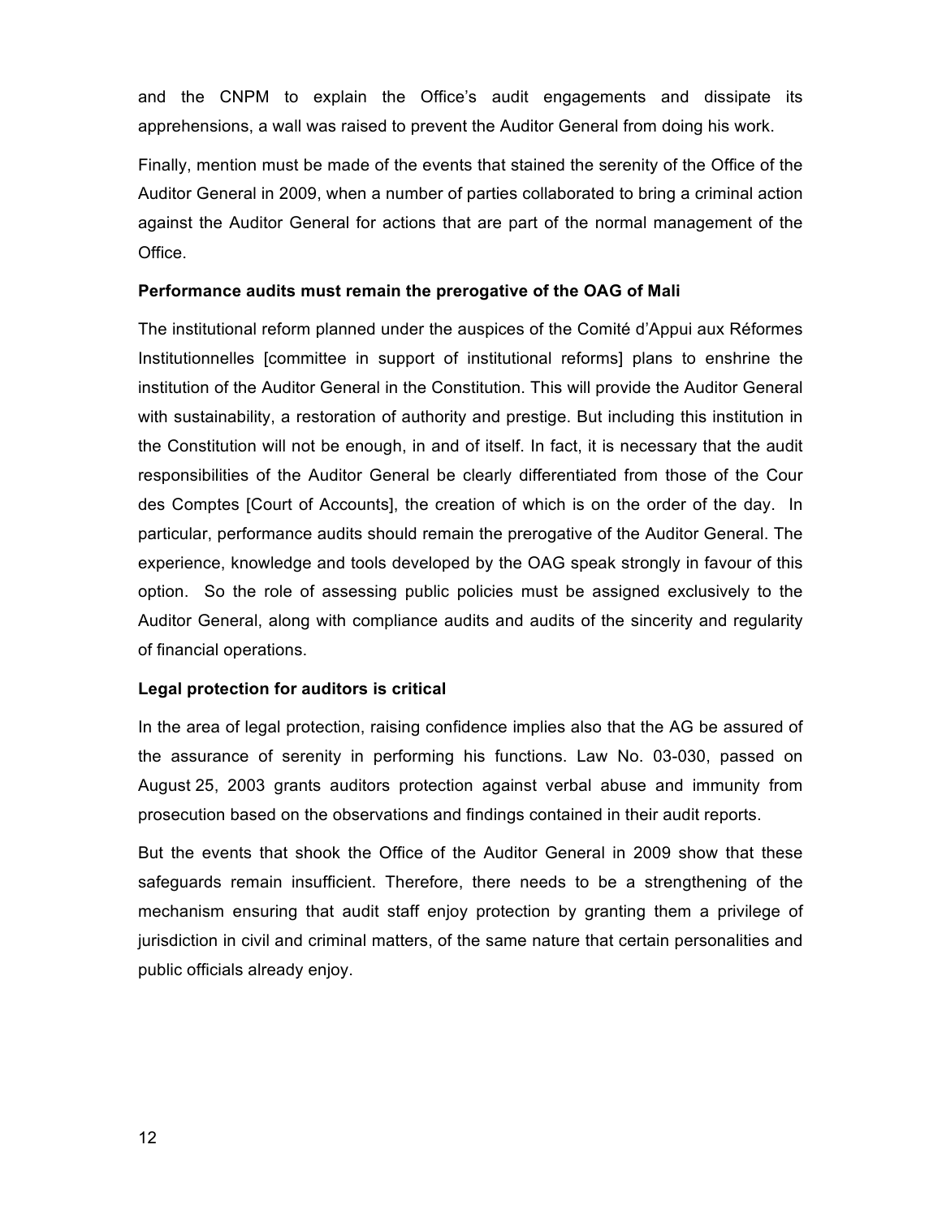and the CNPM to explain the Office's audit engagements and dissipate its apprehensions, a wall was raised to prevent the Auditor General from doing his work.

Finally, mention must be made of the events that stained the serenity of the Office of the Auditor General in 2009, when a number of parties collaborated to bring a criminal action against the Auditor General for actions that are part of the normal management of the Office.

**Performance audits must remain the prerogative of the OAG of Mali**

The institutional reform planned under the auspices of the Comité d'Appui aux Réformes Institutionnelles [committee in support of institutional reforms] plans to enshrine the institution of the Auditor General in the Constitution. This will provide the Auditor General with sustainability, a restoration of authority and prestige. But including this institution in the Constitution will not be enough, in and of itself. In fact, it is necessary that the audit responsibilities of the Auditor General be clearly differentiated from those of the Cour des Comptes [Court of Accounts], the creation of which is on the order of the day. In particular, performance audits should remain the prerogative of the Auditor General. The experience, knowledge and tools developed by the OAG speak strongly in favour of this option. So the role of assessing public policies must be assigned exclusively to the Auditor General, along with compliance audits and audits of the sincerity and regularity of financial operations.

**Legal protection for auditors is critical**

In the area of legal protection, raising confidence implies also that the AG be assured of the assurance of serenity in performing his functions. Law No. 03-030, passed on August 25, 2003 grants auditors protection against verbal abuse and immunity from prosecution based on the observations and findings contained in their audit reports.

But the events that shook the Office of the Auditor General in 2009 show that these safeguards remain insufficient. Therefore, there needs to be a strengthening of the mechanism ensuring that audit staff enjoy protection by granting them a privilege of jurisdiction in civil and criminal matters, of the same nature that certain personalities and public officials already enjoy.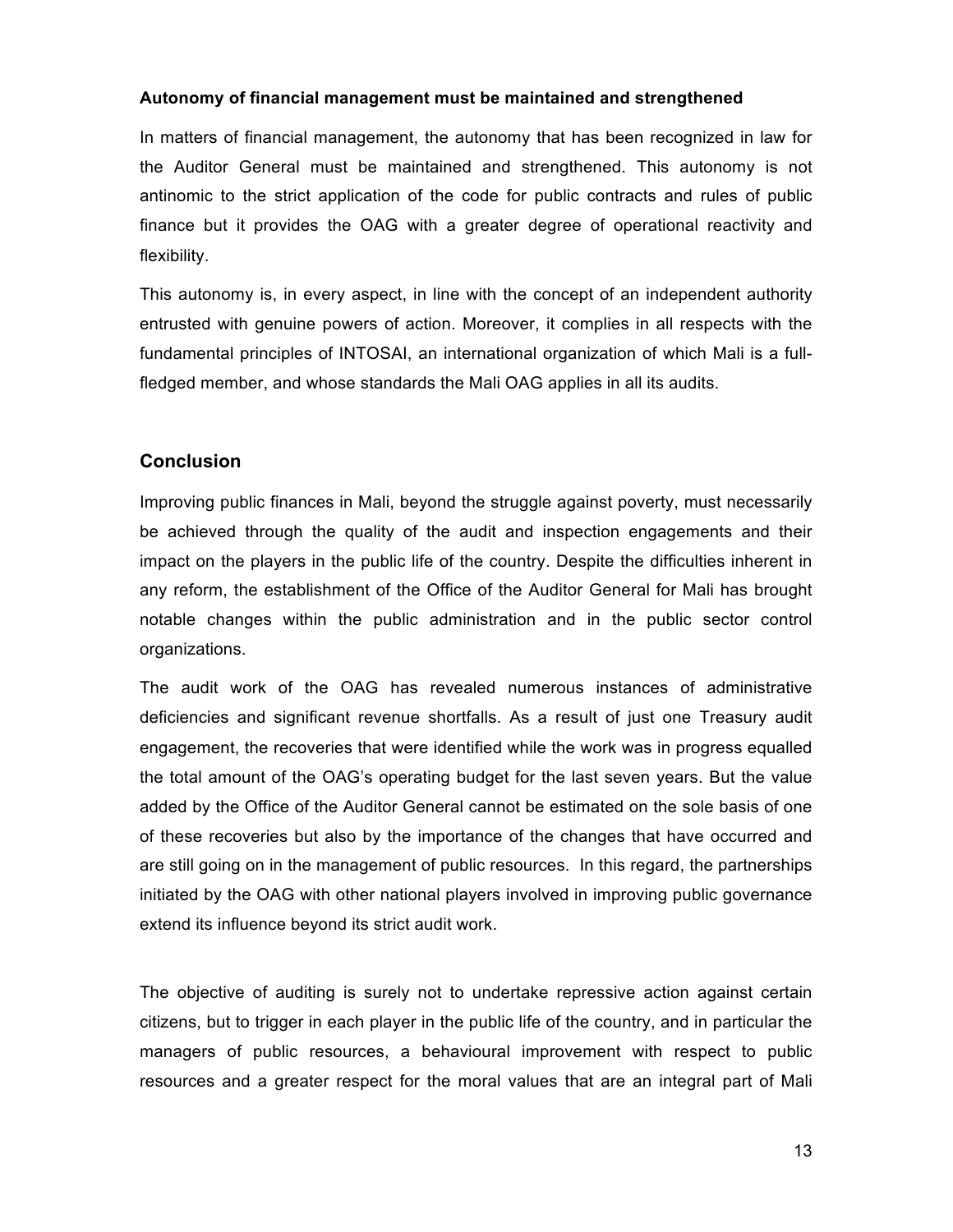**Autonomy of financial management must be maintained and strengthened**

In matters of financial management, the autonomy that has been recognized in law for the Auditor General must be maintained and strengthened. This autonomy is not antinomic to the strict application of the code for public contracts and rules of public finance but it provides the OAG with a greater degree of operational reactivity and flexibility.

This autonomy is, in every aspect, in line with the concept of an independent authority entrusted with genuine powers of action. Moreover, it complies in all respects with the fundamental principles of INTOSAI, an international organization of which Mali is a full-fledged member, and whose standards the Mali OAG applies in all its audits.

## Conclusion

Improving public finances in Mali, beyond the struggle against poverty, must necessarily be achieved through the quality of the audit and inspection engagements and their impact on the players in the public life of the country. Despite the difficulties inherent in any reform, the establishment of the Office of the Auditor General for Mali has brought notable changes within the public administration and in the public sector control organizations.

The audit work of the OAG has revealed numerous instances of administrative deficiencies and significant revenue shortfalls. As a result of just one Treasury audit engagement, the recoveries that were identified while the work was in progress equalled the total amount of the OAG's operating budget for the last seven years. But the value added by the Office of the Auditor General cannot be estimated on the sole basis of one of these recoveries but also by the importance of the changes that have occurred and are still going on in the management of public resources. In this regard, the partnerships initiated by the OAG with other national players involved in improving public governance extend its influence beyond its strict audit work.

The objective of auditing is surely not to undertake repressive action against certain citizens, but to trigger in each player in the public life of the country, and in particular the managers of public resources, a behavioural improvement with respect to public resources and a greater respect for the moral values that are an integral part of Mali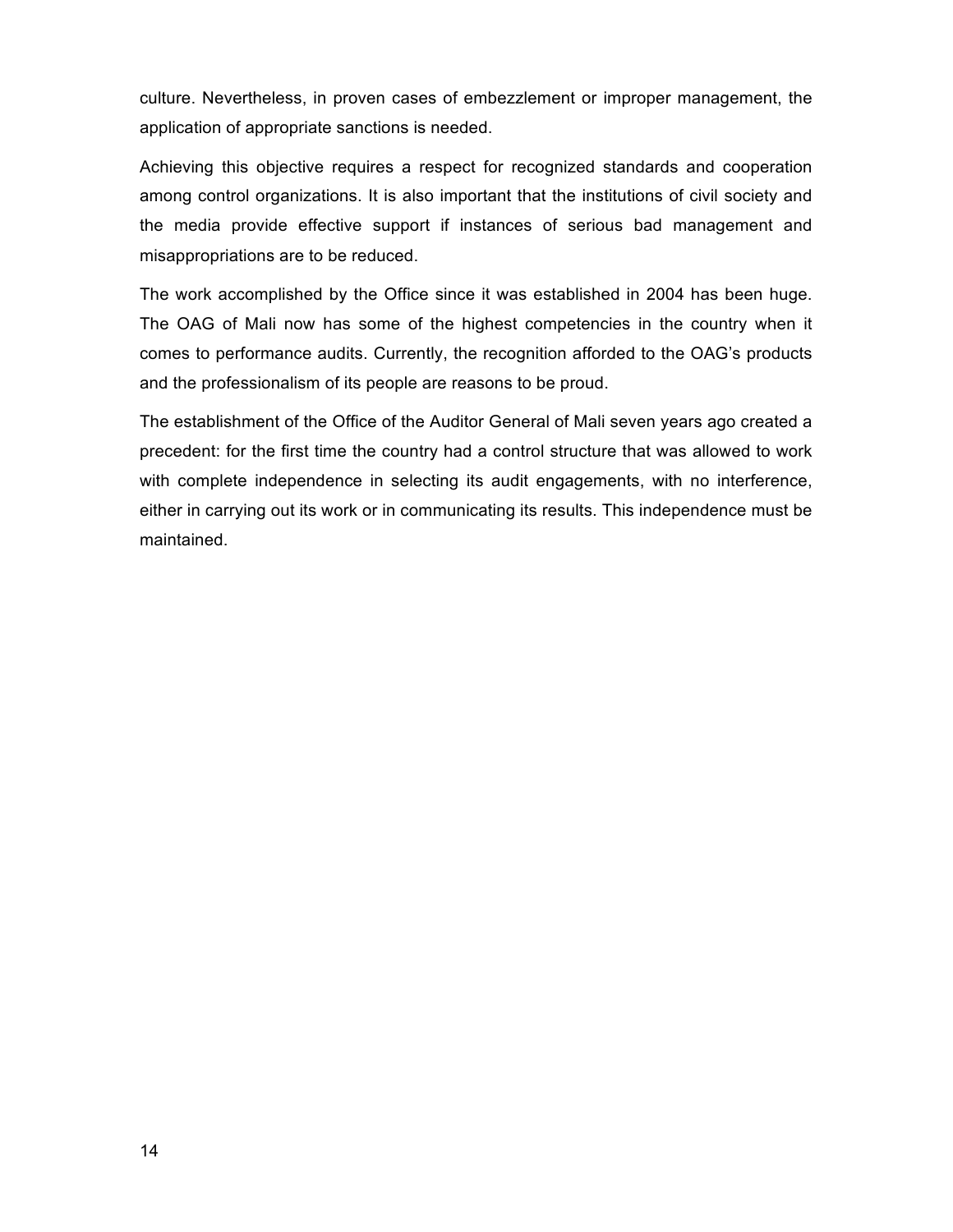culture. Nevertheless, in proven cases of embezzlement or improper management, the application of appropriate sanctions is needed.

Achieving this objective requires a respect for recognized standards and cooperation among control organizations. It is also important that the institutions of civil society and the media provide effective support if instances of serious bad management and misappropriations are to be reduced.

The work accomplished by the Office since it was established in 2004 has been huge. The OAG of Mali now has some of the highest competencies in the country when it comes to performance audits. Currently, the recognition afforded to the OAG's products and the professionalism of its people are reasons to be proud.

The establishment of the Office of the Auditor General of Mali seven years ago created a precedent: for the first time the country had a control structure that was allowed to work with complete independence in selecting its audit engagements, with no interference, either in carrying out its work or in communicating its results. This independence must be maintained.